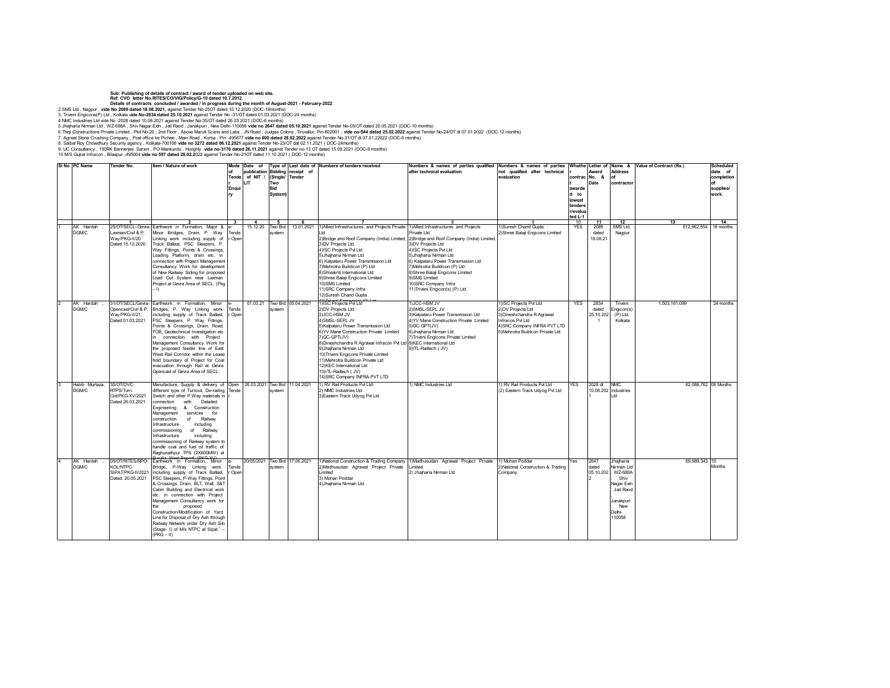**Sub: Publishing of details of contract / award of tender uploaded on web site.**
**Ref: CVO letter No.RITES/CO/VIG/Policy/G-10 dated 10.7.2012.**
**Details of contracts concluded / awarded / in progress during the month of August-2021 - February-2022**

2.SMS Ltd , Nagpur , **vide No 2089 dated 18.08.2021,** against Tender No-25OT dated 15.12.2020 (DOC-18months)
3. Triveni Engicons(P) Ltd , Kolkata **vide No-2834 dated 25.10.2021** against Tender No -31/OT dated 01.03.2021 (DOC-24 months)
4.NMC Industries Ltd vide No -2028 dated 10.08.2021 against Tender No-35/OT dated 26.03.2021 (DOC-6 months)
5.Jhajharia Nirman Ltd , WZ-688A , Shiv Nagar Extn , Jail Raod , Janakpuri , New Delhi-110058 **vide no 2647 dated 05.10.2021** against Tender No-05/OT dated 20.05.2021 (DOC-10 months)
6.Theji Constructions Private Limited , Plot No-20 , 2nd Floor , Above Maruti Scans and Labs , JN Road , Judges Colony ,Tiruvallur, Pin-602001 , **vide no-544 dated 25.02.2022** against Tender No-24/OT dt 07.01.2022 (DOC-12 months)
7. Agrwal Stone Crushing Company , Post office ke Pichee , Main Road , Korba , Pin -495677 **vide no 600 dated 28.02.2022** against Tender No-31/OT dt 07.01.22022 (DOC-6 months)
8. Saibal Roy Chowdhury Security agency , Kolkata-700106 **vide no 3272 dated 06.12.2021** against Tender No-23/OT dat 02.11.2021 ( DOC-24months)
9. UC Consultancy , 150RK Bannerjee Sarani , PO-Mankundu , Hooghly **vide no-3176 dated 26.11.2021** against Tender no-13 OT dated 15.09.2021 (DOC-6 months)
10 M/S Gujrat Infracon , Bilaspur -495004 **vide no 597 dated 28.02.2**022 against Tender No-21OT dated 11.10.2021 ( DOC-12 months)

| Sl No | PC Name | Tender No. | Item / Nature of work | Mode of Tender Enquiry | Date of publication of NIT / LIT | Type of Bidding (Single/ Two Bid System) | Last date of receipt of Tender | Numbers of tenders received | Numbers & names of parties qualified after technical evaluation | Numbers & names of parties not qualified after technical evaluation | Whether contract awarded to lowest tenderer/evaluated L-1 | Letter of Award No. & Date | Name & Address of contractor | Value of Contract (Rs.) | Scheduled date of completion of supplies/ work. |
|---|---|---|---|---|---|---|---|---|---|---|---|---|---|---|---|
| | | 1 | 2 | 3 | 4 | 5 | 6 | 7 | 8 | 9 | 10 | 11 | 12 | 13 | 14 |
| 1 | AK Hardah , DGM/C | 25/OT/SECL-Gevra-Laxman/Civil & P. Way/PKG-II/20 Dated 15.12.2020 | Earthwork in Formation, Major & Minor Bridges, Drain, P. Way Linking work including supply of Track Ballast, PSC Sleepers, P. Way Fittings, Points & Crossings, Loading Platform, drain etc. in connection with Project Management Consultancy Work for development of New Railway Siding for proposed Load Out System near Laxman Project at Gevra Area of SECL. (Pkg – I) | e-Tender Open | 15.12.20 | Two Bid system | 13.01.2021 | 1)Allied Infrastructures and Projects Private Ltd 2)Bridge and Roof Company (India) Limited, 3)DV Projects Ltd 4)ISC Projects Pvt Ltd 5)Jhajharia Nirman Ltd 6) Kalpataru Power Transmission Ltd 7)Mehrotra Buildicon (P) Ltd 8)Shivakriti International Ltd 9)Shree Balaji Engicons Limited 10)SMS Limited 11)SRC Company Infra 12)Suresh Chand Gupta 13)Triveni Engicon(s) (P) Ltd | 1)Allied Infrastructures and Projects Private Ltd 2)Bridge and Roof Company (India) Limited, 3)DV Projects Ltd 4)ISC Projects Pvt Ltd 5)Jhajharia Nirman Ltd 6) Kalpataru Power Transmission Ltd 7)Mehrotra Buildicon (P) Ltd 8)Shree Balaji Engicons Limited 9)SMS Limited 10)SRC Company Infra 11)Triveni Engicon(s) (P) Ltd | 1)Suresh Chand Gupta 2)Shree Balaji Engicons Limited | YES | 2089 dated 18.08.21 | SMS Ltd, Nagpur | 612,962,554 | 18 months |
| 2 | AK Hardah , DGM/C | 31/OT/SECL/Gevra-Opencast/Civil & P. Way/PKG-II/21, Dated 01.03.2021 | Earthwork in Formation, Minor Bridges, P. Way Linking work including supply of Track Ballast, PSC Sleepers, P. Way Fittings, Points & Crossings, Drain, Road, FOB, Geotechnical Investigation etc. in connection with Project Management Consultancy Work for the proposed feeder line of East West Rail Corridor within the Lease hold boundary of Project for Coal evacuation through Rail at Gevra Opencast of Gevra Area of SECL | e-Tender Open | 01.03.21 | Two Bid system | 05.04.2021 | 1)ISC Projects Pvt Ltd 2)DV Projects Ltd 3)JCC-HSM JV 4)SMSL-SEPL JV 5)Kalpataru Power Transmission Ltd 6)YV Mane Construction Private Limited 7)GC-GPT(JV) 8)Dineshchandra R Agrawal Infracon Pvt Ltd 9)Jhajharia Nirman Ltd 10)Triveni Engicons Private Limited 11)Mehrotra Buildcon Private Ltd 12)KEC International Ltd 13)ITL-Railtech ( JV) 14)SRC Company INFRA PVT LTD | 1)JCC-HSM JV 2)SMSL-SEPL JV 3)Kalpataru Power Transmission Ltd 4)YV Mane Construction Private Limited 5)GC-GPT(JV) 6)Jhajharia Nirman Ltd 7)Triveni Engicons Private Limited 8)KEC International Ltd 9)ITL-Railtech ( JV) | 1)ISC Projects Pvt Ltd 2)DV Projects Ltd 3)Dineshchandra R Agrawal Infracon Pvt Ltd 4)SRC Company INFRA PVT LTD 5)Mehrotra Buildcon Private Ltd | YES | 2834 dated 25.10.2021 | Triveni Engicon(s) (P) Ltd, Kolkata | 1,503,161,099 | 24 months |
| 3 | Habib Murtaza, DGM/C | 35/OT/DVC-RTPS/Turn Out/PKG-XV/2021 Dated 26.03.2021. | Manufacture, Supply & delivery of different type of Turnout, De-railing Switch and other P.Way materials in connection with Detailed Engineering & Construction Management services for construction of Railway Infrastructure including commissioning of Railway Infrastructure including commissioning of Railway system to handle coal and fuel oil traffic of Raghunathpur TPS (2X600MW) at Purulia, West Bengal. (PKG-XV) | Open Tender | 26.03.2021 | Two Bid system | 11.04.2021 | 1) RV Rail Products Pvt Ltd\ 2) NMC Industries Ltd 3)Eastern Track Udyog Pvt Ltd | 1) NMC Industries Ltd | 1) RV Rail Products Pvt Ltd (2) Eastern Track Udyog Pvt Ltd | YES | 2028 dt 10.08.2021 | NMC Industries Ltd | 62,088,762 | 06 Months |
| 4 | AK Hardah , DGM/C | 05/OT/RITES/RPO-KOL/NTPC-SIPAT/PKG-II/2021 Dated. 20.05.2021 | Earthwork in Formation, Minor Bridge, P-Way Linking work including supply of Track Ballast, PSC Sleepers, P-Way Fittings, Point & Crossings, Drain, BLT, Wall, S&T Cabin Building and Electrical work etc. in connection with Project Management Consultancy work for the proposed Construction/Modification of Yard Line for Disposal of Dry Ash through Railway Network under Dry Ash Silo (Stage- I) of M/s NTPC at Sipat." – (PKG – II) | e-Tender Open | 20/05/2021 | Two Bid system | 17.06.2021 | 1)National Construction & Trading Company 2)Madhusudan Agrawal Project Private Limited 3) Mohan Poddar 4)Jhajharia Nirman Ltd | 1)Madhusudan Agrawal Project Private Limited 2) Jhajharia Nirman Ltd | 1) Mohan Poddar 2)National Construction & Trading Company | Yes | 2647 dated 05.10.2022 | Jhajharia Nirman Ltd , WZ-688A Shiv Nagar Extn , Jail Raod , Janakpuri New Delhi-110058 | 69,589,343 | 10 Months |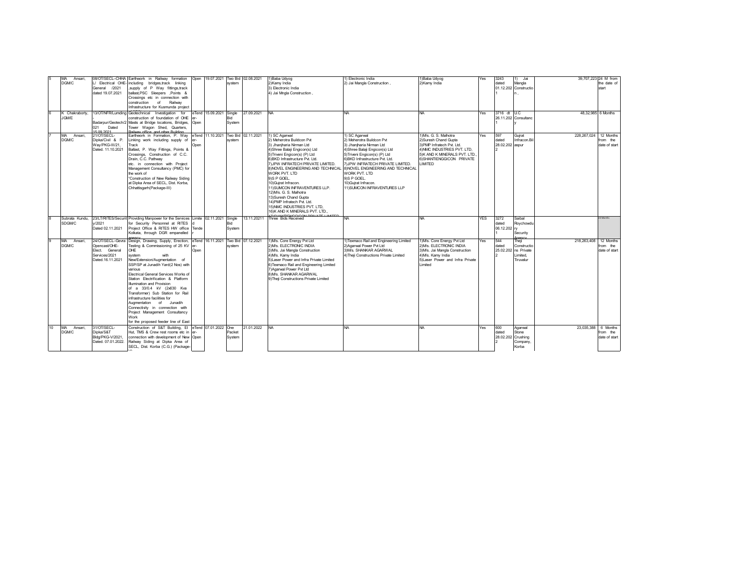| | | | | | | | | | | | | | | | |
|---|---|---|---|---|---|---|---|---|---|---|---|---|---|---|---|
| 5 | MA Ansari, DGM/C | 08/OT/SECL–CHHAL/ Electrical OHE General /2021 dated 19.07.2021 | Earthwork in Railway formation including bridges,track linking ,supply of P Way fittings,track ballast,PSC Sleepers ,Points & Crossings etc in connection with construction of Railway Infrastructure for Kusmunda project | Open | 19.07.2021 | Two Bid system | 02.08.2021 | 1)Baba Udyog<br>2)Kamy India<br>3) Electronic India<br>4) Jai Mngla Construction , | 1) Electronic India<br>2) Jai Mangla Construction , | 1)Baba Udyog<br>2)Kamy India | Yes | 3243 dated 01.12.2021 | 1) Jai Mangla Construction , | 39,707,223 | 24 M from the date of start |
| 6 | K Chakraborty, JGM/E | 13/OT/NFR/Lumding - Badarpur/Geotech/2021 Dated 15.09.2021 | Geotechnical Investigation for construction of foundation of OHE Masts at Bridge locations, Bridges, Tower Wagon Shed, Quarters, Railway office and other Building | eTender-Open | 15.09.2021 | Single Bid System | 27.09.2021 | NA | NA | NA | Yes | 3716 dt 26.11.2021 | U.C Consultancy | 48,32,985 | 6 Months |
| 7 | MA Ansari, DGM/C | 21/OT/SECL-Dipka/Civil & P. Way/PKG-III/21, Dated. 11.10.2021 | Earthwork in Formation, P. Way Linking work including supply of Track Ballast, P. Way Fittings, Points & Crossings, Construction of C.C. Drain, C.C. Pathway etc. in connection with Project Management Consultancy (PMC) for the work of "Construction of New Railway Siding at Dipka Area of SECL, Dist. Korba, Chhattisgarh(Package-III) | eTender-Open | 11.10.2021 | Two Bid system | 02.11.2021 | 1) SC Agarwal<br>2) Meherotra Buildcon Pvt<br>3) Jhanjharia Nirman Ltd<br>4)Shree Balaji Engicon(s) Ltd<br>5)Triveni Engicon(s) (P) Ltd<br>6)BKD Infrastructure Pvt. Ltd.<br>7)JPW INFRATECH PRIVATE LIMITED.<br>8)NOVEL ENGINEERING AND TECHNICAL WORK PVT. LTD<br>9)S P GOEL.<br>10)Gujrat Infracon.<br>11)SUMCON INFRAVENTURES LLP.<br>12)M/s. G. S. Malhotra<br>13)Suresh Chand Gupta<br>14)PMP Infratech Pvt. Ltd.<br>15)NMC INDUSTRIES PVT. LTD,<br>16)K AND K MINERALS PVT. LTD.,<br>17)SHANTIENGGICON PRIVATE LIMITED | 1) SC Agarwal<br>2) Meherotra Buildcon Pvt<br>3) Jhanjharia Nirman Ltd<br>4)Shree Balaji Engicon(s) Ltd<br>5)Triveni Engicon(s) (P) Ltd<br>6)BKD Infrastructure Pvt. Ltd.<br>7)JPW INFRATECH PRIVATE LIMITED.<br>8)NOVEL ENGINEERING AND TECHNICAL WORK PVT. LTD<br>9)S P GOEL.<br>10)Gujrat Infracon.<br>11)SUMCON INFRAVENTURES LLP | 1)M/s. G. S. Malhotra<br>2)Suresh Chand Gupta<br>3)PMP Infratech Pvt. Ltd.<br>4)NMC INDUSTRIES PVT. LTD,<br>5)K AND K MINERALS PVT. LTD.,<br>6)SHANTIENGGICON PRIVATE LIMITED | Yes | 597 dated 28.02.2022 | Gujrat Infracon.Bilaspur | 228,267,024 | 12 Months from the date of start |
| 8 | Subrata Kundu, SDGM/C | 23/LT/RITES/Security/2021 Dated 02.11.2021 | Providing Manpower for the Services for Security Personnel at RITES Project Office & RITES HW office Kolkata, through DGR empanelled agency | Limited Tender | 02.11.2021 | Single Bid System | 13.11.20211 | Three Bids Received | NA | NA | YES | 3272 dated 06.12.2021 | Saibal Roychowdhury Security Agency | | 24 Months |
| 9 | MA Ansari, DGM/C | 24/OT/SECL–Gevra Opencast/OHE-Elect. General Services/2021 Dated.16.11.2021 | Design, Drawing, Supply, Erection, Testing & Commissioning of 25 KV OHE system with New/Extension/Augmentation of SSP/SP at Junadih Yard(2 Nos) with various Electrical General Services Works of Station Electrification & Platform Illumination and Provision of a 33/0.4 kV (2x630 Kva Transformer) Sub Station for Rail infrastructure facilities for Augmentation of Junadih Connectivity in connection with Project Management Consultancy Work for the proposed feeder line of East | eTender-Open | 16.11.2021 | Two Bid system | 07.12.2021 | 1)M/s. Core Energy Pvt Ltd<br>2)M/s. ELECTRONIC INDIA<br>3)M/s. Jai Mangla Construction<br>4)M/s. Kamy India<br>5)Laser Power and Infra Private Limited<br>6)Texmaco Rail and Engineering Limited<br>7)Agarwal Power Pvt Ltd<br>8)M/s. SHANKAR AGARWAL<br>9)Theji Constructions Private Limited | 1)Texmaco Rail and Engineering Limited<br>2)Agarwal Power Pvt Ltd<br>3)M/s. SHANKAR AGARWAL<br>4)Theji Constructions Private Limited | 1)M/s. Core Energy Pvt Ltd<br>2)M/s. ELECTRONIC INDIA<br>3)M/s. Jai Mangla Construction<br>4)M/s. Kamy India<br>5)Laser Power and Infra Private Limited | Yes | 544 dated 25.02.2022 | Theji Constructions Private Limited, Tiruvalur | 218,263,408 | 12 Months from the date of start |
| 10 | MA Ansari, DGM/C | 31/OT/SECL-Dipka/S&T Bldg/PKG-V/2021, Dated. 07.01.2022. | Construction of S&T Building, EI Hut, TMS & Crew rest rooms etc in connection with development of New Railway Siding at Dipka Area of SECL, Dist. Korba (C.G.) (Package-V) | eTender-Open | 07.01.2022 | One Packet System | 21.01.2022 | NA | NA | NA | Yes | 600 dated 28.02.2022 | Agarwal Stone Crushing Company, Korba | 23,035,388 | 6 Months from the date of start |